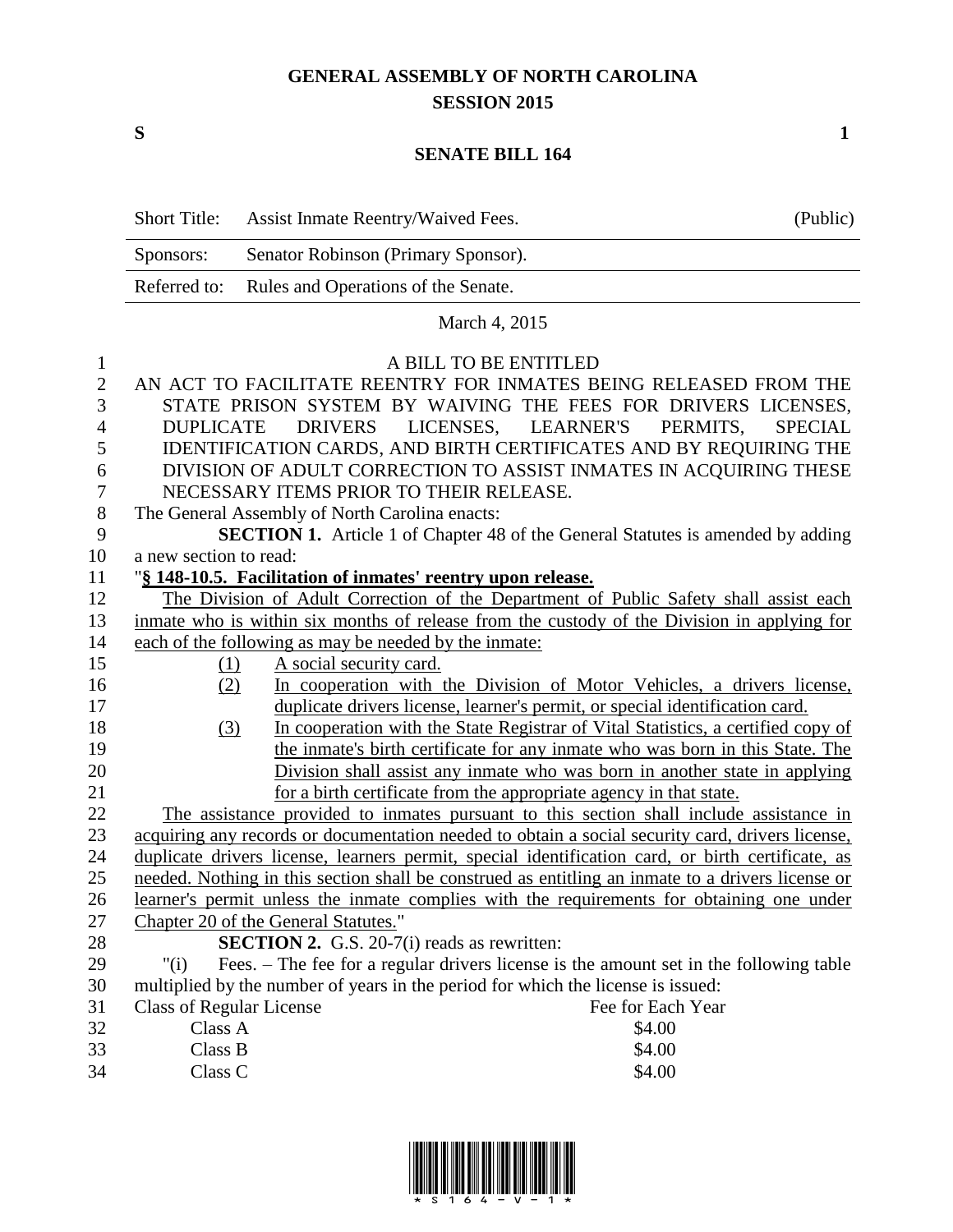# GENERAL ASSEMBLY OF NORTH CAROLINA
## SESSION 2015

**S** **1**

## SENATE BILL 164

| | | |
|---|---|---|
| Short Title: | Assist Inmate Reentry/Waived Fees. | (Public) |
| Sponsors: | Senator Robinson (Primary Sponsor). | |
| Referred to: | Rules and Operations of the Senate. | |

March 4, 2015

A BILL TO BE ENTITLED

AN ACT TO FACILITATE REENTRY FOR INMATES BEING RELEASED FROM THE STATE PRISON SYSTEM BY WAIVING THE FEES FOR DRIVERS LICENSES, DUPLICATE DRIVERS LICENSES, LEARNER'S PERMITS, SPECIAL IDENTIFICATION CARDS, AND BIRTH CERTIFICATES AND BY REQUIRING THE DIVISION OF ADULT CORRECTION TO ASSIST INMATES IN ACQUIRING THESE NECESSARY ITEMS PRIOR TO THEIR RELEASE.

The General Assembly of North Carolina enacts:

**SECTION 1.** Article 1 of Chapter 48 of the General Statutes is amended by adding a new section to read:

"**§ 148-10.5. Facilitation of inmates' reentry upon release.**

The Division of Adult Correction of the Department of Public Safety shall assist each inmate who is within six months of release from the custody of the Division in applying for each of the following as may be needed by the inmate:

(1) A social security card.

(2) In cooperation with the Division of Motor Vehicles, a drivers license, duplicate drivers license, learner's permit, or special identification card.

(3) In cooperation with the State Registrar of Vital Statistics, a certified copy of the inmate's birth certificate for any inmate who was born in this State. The Division shall assist any inmate who was born in another state in applying for a birth certificate from the appropriate agency in that state.

The assistance provided to inmates pursuant to this section shall include assistance in acquiring any records or documentation needed to obtain a social security card, drivers license, duplicate drivers license, learners permit, special identification card, or birth certificate, as needed. Nothing in this section shall be construed as entitling an inmate to a drivers license or learner's permit unless the inmate complies with the requirements for obtaining one under Chapter 20 of the General Statutes."

**SECTION 2.** G.S. 20-7(i) reads as rewritten:

"(i) Fees. – The fee for a regular drivers license is the amount set in the following table multiplied by the number of years in the period for which the license is issued:

| Class of Regular License | Fee for Each Year |
|---|---|
| Class A | \$4.00 |
| Class B | \$4.00 |
| Class C | \$4.00 |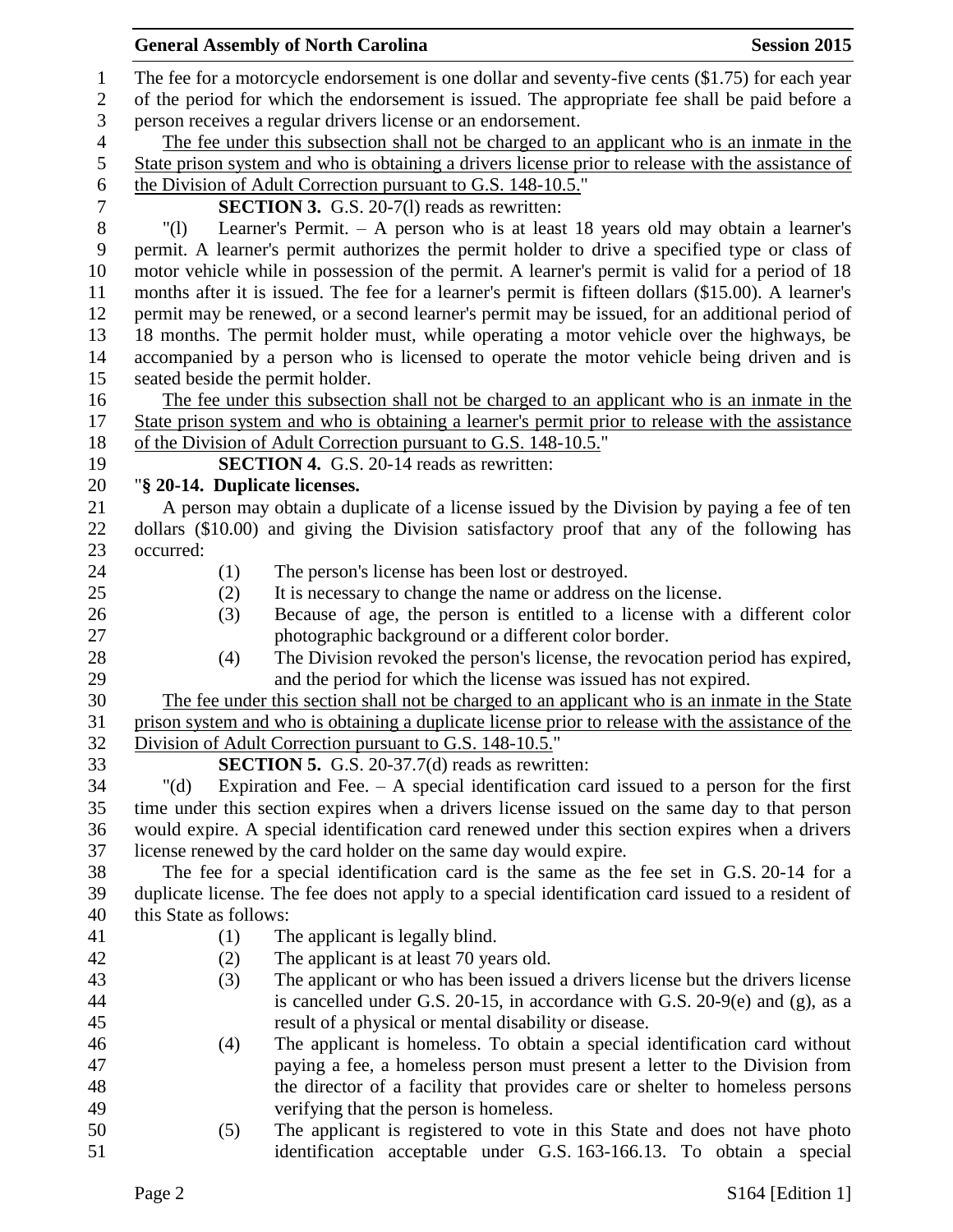The fee for a motorcycle endorsement is one dollar and seventy-five cents ($1.75) for each year of the period for which the endorsement is issued. The appropriate fee shall be paid before a person receives a regular drivers license or an endorsement.

<u>The fee under this subsection shall not be charged to an applicant who is an inmate in the State prison system and who is obtaining a drivers license prior to release with the assistance of the Division of Adult Correction pursuant to G.S. 148-10.5.</u>"

**SECTION 3.** G.S. 20-7(l) reads as rewritten:

"(l) Learner's Permit. – A person who is at least 18 years old may obtain a learner's permit. A learner's permit authorizes the permit holder to drive a specified type or class of motor vehicle while in possession of the permit. A learner's permit is valid for a period of 18 months after it is issued. The fee for a learner's permit is fifteen dollars ($15.00). A learner's permit may be renewed, or a second learner's permit may be issued, for an additional period of 18 months. The permit holder must, while operating a motor vehicle over the highways, be accompanied by a person who is licensed to operate the motor vehicle being driven and is seated beside the permit holder.

<u>The fee under this subsection shall not be charged to an applicant who is an inmate in the State prison system and who is obtaining a learner's permit prior to release with the assistance of the Division of Adult Correction pursuant to G.S. 148-10.5.</u>"

**SECTION 4.** G.S. 20-14 reads as rewritten:

"**§ 20-14. Duplicate licenses.**

A person may obtain a duplicate of a license issued by the Division by paying a fee of ten dollars ($10.00) and giving the Division satisfactory proof that any of the following has occurred:

(1) The person's license has been lost or destroyed.

(2) It is necessary to change the name or address on the license.

(3) Because of age, the person is entitled to a license with a different color photographic background or a different color border.

(4) The Division revoked the person's license, the revocation period has expired, and the period for which the license was issued has not expired.

<u>The fee under this section shall not be charged to an applicant who is an inmate in the State prison system and who is obtaining a duplicate license prior to release with the assistance of the Division of Adult Correction pursuant to G.S. 148-10.5.</u>"

**SECTION 5.** G.S. 20-37.7(d) reads as rewritten:

"(d) Expiration and Fee. – A special identification card issued to a person for the first time under this section expires when a drivers license issued on the same day to that person would expire. A special identification card renewed under this section expires when a drivers license renewed by the card holder on the same day would expire.

The fee for a special identification card is the same as the fee set in G.S. 20-14 for a duplicate license. The fee does not apply to a special identification card issued to a resident of this State as follows:

(1) The applicant is legally blind.

(2) The applicant is at least 70 years old.

(3) The applicant or who has been issued a drivers license but the drivers license is cancelled under G.S. 20-15, in accordance with G.S. 20-9(e) and (g), as a result of a physical or mental disability or disease.

(4) The applicant is homeless. To obtain a special identification card without paying a fee, a homeless person must present a letter to the Division from the director of a facility that provides care or shelter to homeless persons verifying that the person is homeless.

(5) The applicant is registered to vote in this State and does not have photo identification acceptable under G.S. 163-166.13. To obtain a special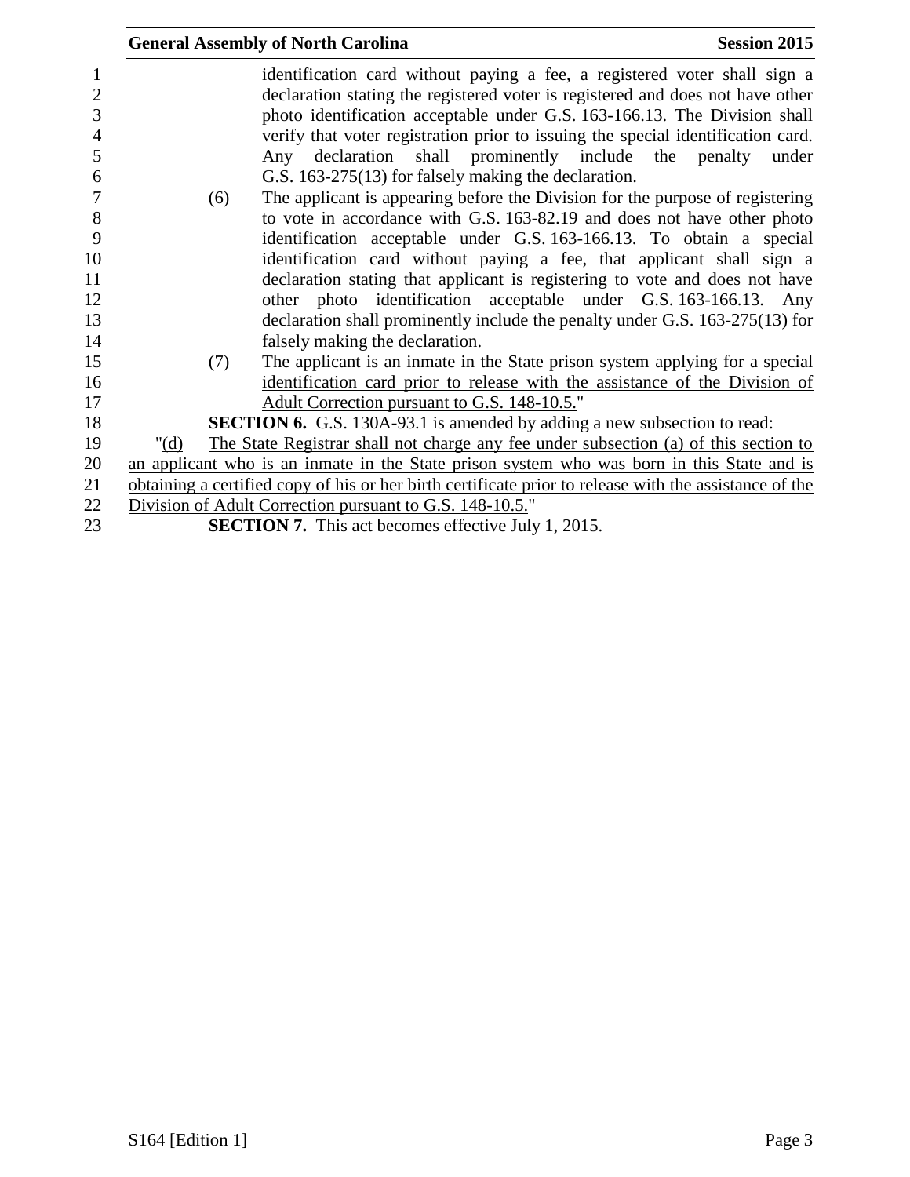identification card without paying a fee, a registered voter shall sign a declaration stating the registered voter is registered and does not have other photo identification acceptable under G.S. 163-166.13. The Division shall verify that voter registration prior to issuing the special identification card. Any declaration shall prominently include the penalty under G.S. 163-275(13) for falsely making the declaration.

(6) The applicant is appearing before the Division for the purpose of registering to vote in accordance with G.S. 163-82.19 and does not have other photo identification acceptable under G.S. 163-166.13. To obtain a special identification card without paying a fee, that applicant shall sign a declaration stating that applicant is registering to vote and does not have other photo identification acceptable under G.S. 163-166.13. Any declaration shall prominently include the penalty under G.S. 163-275(13) for falsely making the declaration.

(7) The applicant is an inmate in the State prison system applying for a special identification card prior to release with the assistance of the Division of Adult Correction pursuant to G.S. 148-10.5."

**SECTION 6.** G.S. 130A-93.1 is amended by adding a new subsection to read:

"(d) The State Registrar shall not charge any fee under subsection (a) of this section to an applicant who is an inmate in the State prison system who was born in this State and is obtaining a certified copy of his or her birth certificate prior to release with the assistance of the Division of Adult Correction pursuant to G.S. 148-10.5."

**SECTION 7.** This act becomes effective July 1, 2015.